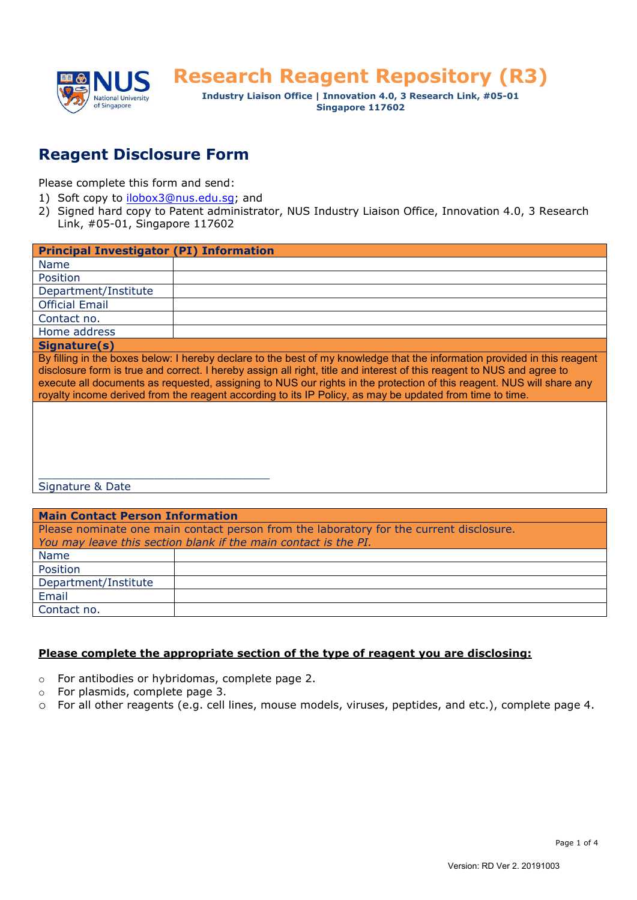# Research Reagent Repository (R3)

**Industry Liaison Office | Innovation 4.0, 3 Research Link, #05-01 Singapore 117602**

## Reagent Disclosure Form

Please complete this form and send:

1) Soft copy to ilobox3@nus.edu.sg; and
2) Signed hard copy to Patent administrator, NUS Industry Liaison Office, Innovation 4.0, 3 Research Link, #05-01, Singapore 117602

| **Principal Investigator (PI) Information** | |
|---|---|
| Name | |
| Position | |
| Department/Institute | |
| Official Email | |
| Contact no. | |
| Home address | |

**Signature(s)**

By filling in the boxes below: I hereby declare to the best of my knowledge that the information provided in this reagent disclosure form is true and correct. I hereby assign all right, title and interest of this reagent to NUS and agree to execute all documents as requested, assigning to NUS our rights in the protection of this reagent. NUS will share any royalty income derived from the reagent according to its IP Policy, as may be updated from time to time.

\_\_\_\_\_\_\_\_\_\_\_\_\_\_\_\_\_\_\_\_\_\_\_\_\_\_\_\_\_\_\_\_\_\_\_

Signature & Date

**Main Contact Person Information**

Please nominate one main contact person from the laboratory for the current disclosure.
*You may leave this section blank if the main contact is the PI.*

| Field | |
|---|---|
| Name | |
| Position | |
| Department/Institute | |
| Email | |
| Contact no. | |

**Please complete the appropriate section of the type of reagent you are disclosing:**

- For antibodies or hybridomas, complete page 2.
- For plasmids, complete page 3.
- For all other reagents (e.g. cell lines, mouse models, viruses, peptides, and etc.), complete page 4.

Version: RD Ver 2. 20191003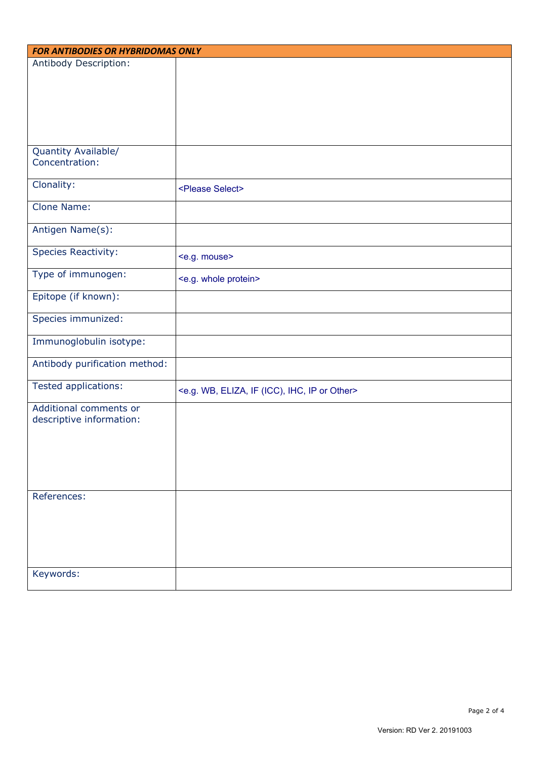| *FOR ANTIBODIES OR HYBRIDOMAS ONLY* | |
|---|---|
| Antibody Description: | |
| Quantity Available/ Concentration: | |
| Clonality: | <Please Select> |
| Clone Name: | |
| Antigen Name(s): | |
| Species Reactivity: | <e.g. mouse> |
| Type of immunogen: | <e.g. whole protein> |
| Epitope (if known): | |
| Species immunized: | |
| Immunoglobulin isotype: | |
| Antibody purification method: | |
| Tested applications: | <e.g. WB, ELIZA, IF (ICC), IHC, IP or Other> |
| Additional comments or descriptive information: | |
| References: | |
| Keywords: | |

Version: RD Ver 2. 20191003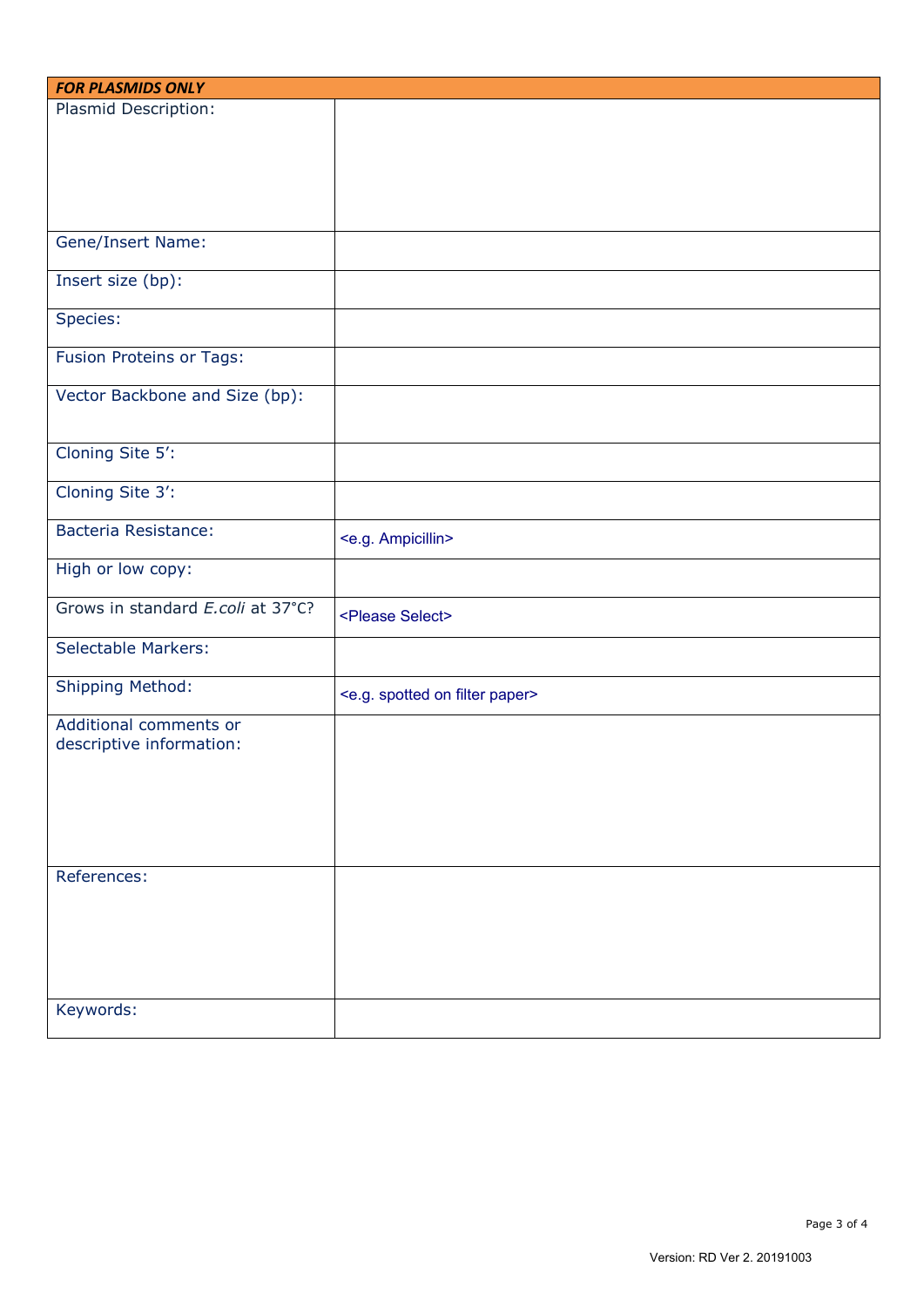| ***FOR PLASMIDS ONLY*** | |
|---|---|
| Plasmid Description: | |
| Gene/Insert Name: | |
| Insert size (bp): | |
| Species: | |
| Fusion Proteins or Tags: | |
| Vector Backbone and Size (bp): | |
| Cloning Site 5': | |
| Cloning Site 3': | |
| Bacteria Resistance: | <e.g. Ampicillin> |
| High or low copy: | |
| Grows in standard *E.coli* at 37°C? | <Please Select> |
| Selectable Markers: | |
| Shipping Method: | <e.g. spotted on filter paper> |
| Additional comments or descriptive information: | |
| References: | |
| Keywords: | |

Version: RD Ver 2. 20191003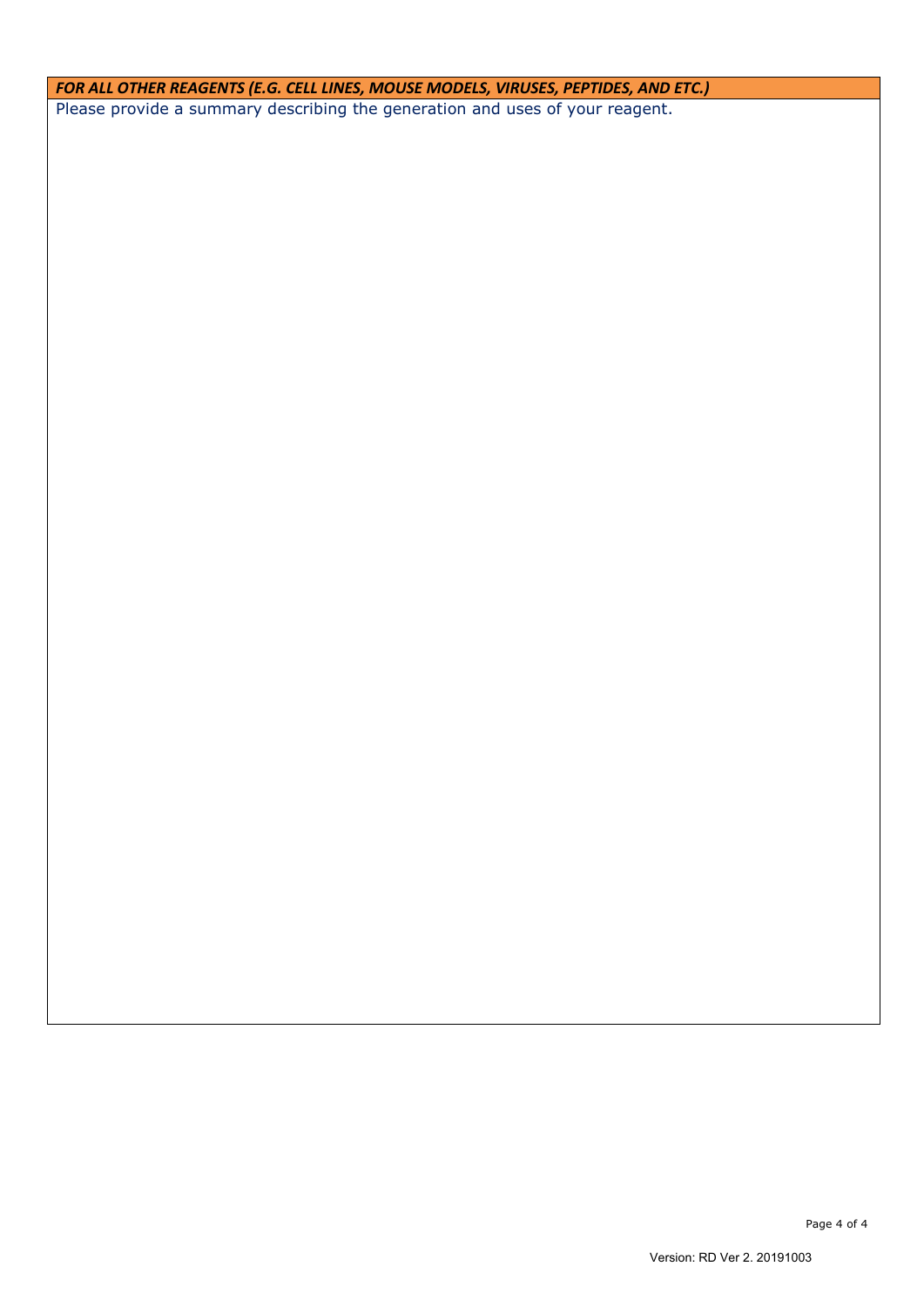***FOR ALL OTHER REAGENTS (E.G. CELL LINES, MOUSE MODELS, VIRUSES, PEPTIDES, AND ETC.)***

Please provide a summary describing the generation and uses of your reagent.

Version: RD Ver 2. 20191003